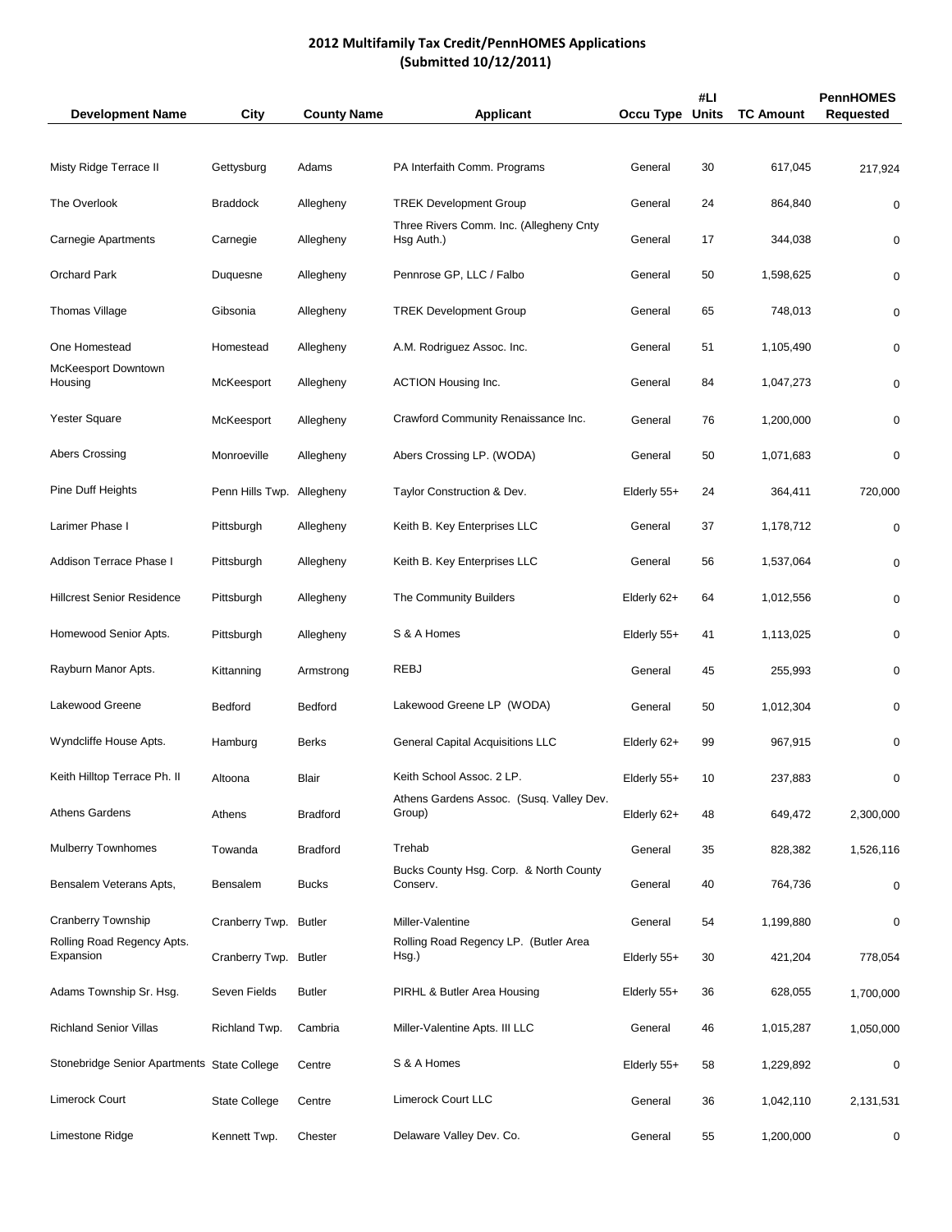# 2012 Multifamily Tax Credit/PennHOMES Applications
## (Submitted 10/12/2011)

| Development Name | City | County Name | Applicant | Occu Type | #LI Units | TC Amount | PennHOMES Requested |
|---|---|---|---|---|---|---|---|
| Misty Ridge Terrace II | Gettysburg | Adams | PA Interfaith Comm. Programs | General | 30 | 617,045 | 217,924 |
| The Overlook | Braddock | Allegheny | TREK Development Group | General | 24 | 864,840 | 0 |
| Carnegie Apartments | Carnegie | Allegheny | Three Rivers Comm. Inc. (Allegheny Cnty Hsg Auth.) | General | 17 | 344,038 | 0 |
| Orchard Park | Duquesne | Allegheny | Pennrose GP, LLC / Falbo | General | 50 | 1,598,625 | 0 |
| Thomas Village | Gibsonia | Allegheny | TREK Development Group | General | 65 | 748,013 | 0 |
| One Homestead | Homestead | Allegheny | A.M. Rodriguez Assoc. Inc. | General | 51 | 1,105,490 | 0 |
| McKeesport Downtown Housing | McKeesport | Allegheny | ACTION Housing Inc. | General | 84 | 1,047,273 | 0 |
| Yester Square | McKeesport | Allegheny | Crawford Community Renaissance Inc. | General | 76 | 1,200,000 | 0 |
| Abers Crossing | Monroeville | Allegheny | Abers Crossing LP. (WODA) | General | 50 | 1,071,683 | 0 |
| Pine Duff Heights | Penn Hills Twp. | Allegheny | Taylor Construction & Dev. | Elderly 55+ | 24 | 364,411 | 720,000 |
| Larimer Phase I | Pittsburgh | Allegheny | Keith B. Key Enterprises LLC | General | 37 | 1,178,712 | 0 |
| Addison Terrace Phase I | Pittsburgh | Allegheny | Keith B. Key Enterprises LLC | General | 56 | 1,537,064 | 0 |
| Hillcrest Senior Residence | Pittsburgh | Allegheny | The Community Builders | Elderly 62+ | 64 | 1,012,556 | 0 |
| Homewood Senior Apts. | Pittsburgh | Allegheny | S & A Homes | Elderly 55+ | 41 | 1,113,025 | 0 |
| Rayburn Manor Apts. | Kittanning | Armstrong | REBJ | General | 45 | 255,993 | 0 |
| Lakewood Greene | Bedford | Bedford | Lakewood Greene LP (WODA) | General | 50 | 1,012,304 | 0 |
| Wyndcliffe House Apts. | Hamburg | Berks | General Capital Acquisitions LLC | Elderly 62+ | 99 | 967,915 | 0 |
| Keith Hilltop Terrace Ph. II | Altoona | Blair | Keith School Assoc. 2 LP. | Elderly 55+ | 10 | 237,883 | 0 |
| Athens Gardens | Athens | Bradford | Athens Gardens Assoc. (Susq. Valley Dev. Group) | Elderly 62+ | 48 | 649,472 | 2,300,000 |
| Mulberry Townhomes | Towanda | Bradford | Trehab | General | 35 | 828,382 | 1,526,116 |
| Bensalem Veterans Apts, | Bensalem | Bucks | Bucks County Hsg. Corp. & North County Conserv. | General | 40 | 764,736 | 0 |
| Cranberry Township | Cranberry Twp. | Butler | Miller-Valentine | General | 54 | 1,199,880 | 0 |
| Rolling Road Regency Apts. Expansion | Cranberry Twp. | Butler | Rolling Road Regency LP. (Butler Area Hsg.) | Elderly 55+ | 30 | 421,204 | 778,054 |
| Adams Township Sr. Hsg. | Seven Fields | Butler | PIRHL & Butler Area Housing | Elderly 55+ | 36 | 628,055 | 1,700,000 |
| Richland Senior Villas | Richland Twp. | Cambria | Miller-Valentine Apts. III LLC | General | 46 | 1,015,287 | 1,050,000 |
| Stonebridge Senior Apartments | State College | Centre | S & A Homes | Elderly 55+ | 58 | 1,229,892 | 0 |
| Limerock Court | State College | Centre | Limerock Court LLC | General | 36 | 1,042,110 | 2,131,531 |
| Limestone Ridge | Kennett Twp. | Chester | Delaware Valley Dev. Co. | General | 55 | 1,200,000 | 0 |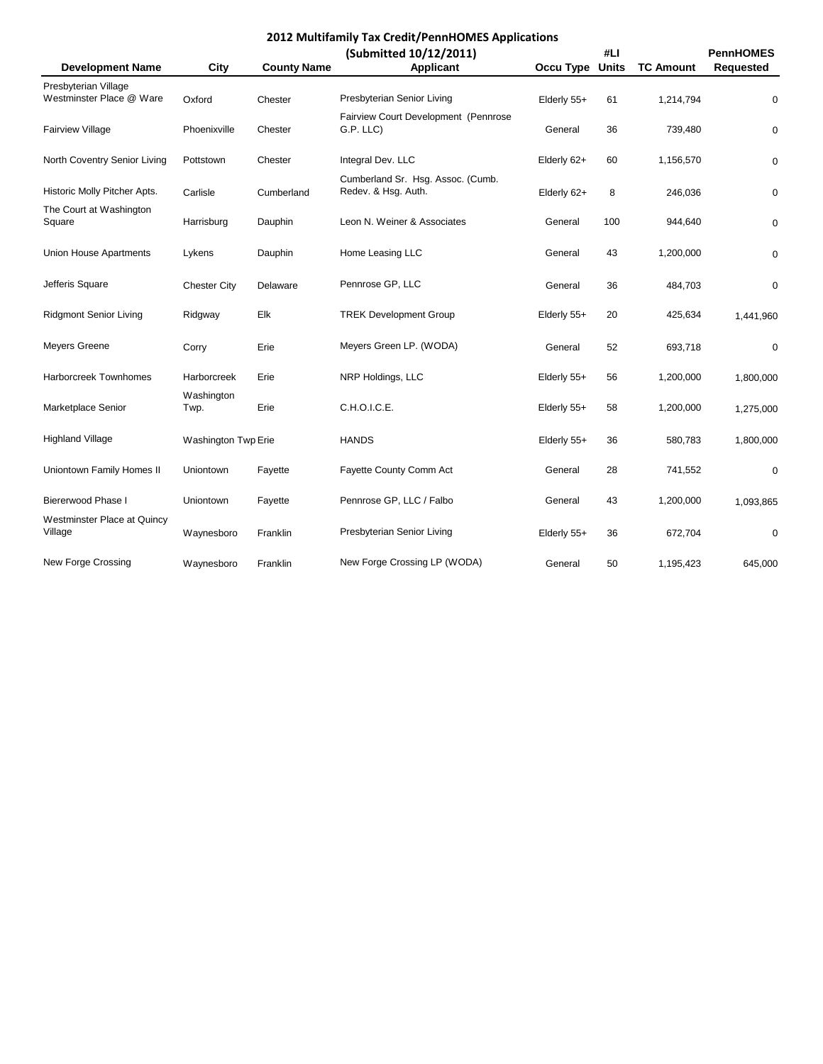## 2012 Multifamily Tax Credit/PennHOMES Applications

### (Submitted 10/12/2011)

| Development Name | City | County Name | Applicant | Occu Type | #LI Units | TC Amount | PennHOMES Requested |
|---|---|---|---|---|---|---|---|
| Presbyterian Village Westminster Place @ Ware | Oxford | Chester | Presbyterian Senior Living | Elderly 55+ | 61 | 1,214,794 | 0 |
| Fairview Village | Phoenixville | Chester | Fairview Court Development (Pennrose G.P. LLC) | General | 36 | 739,480 | 0 |
| North Coventry Senior Living | Pottstown | Chester | Integral Dev. LLC | Elderly 62+ | 60 | 1,156,570 | 0 |
| Historic Molly Pitcher Apts. | Carlisle | Cumberland | Cumberland Sr. Hsg. Assoc. (Cumb. Redev. & Hsg. Auth. | Elderly 62+ | 8 | 246,036 | 0 |
| The Court at Washington Square | Harrisburg | Dauphin | Leon N. Weiner & Associates | General | 100 | 944,640 | 0 |
| Union House Apartments | Lykens | Dauphin | Home Leasing LLC | General | 43 | 1,200,000 | 0 |
| Jefferis Square | Chester City | Delaware | Pennrose GP, LLC | General | 36 | 484,703 | 0 |
| Ridgmont Senior Living | Ridgway | Elk | TREK Development Group | Elderly 55+ | 20 | 425,634 | 1,441,960 |
| Meyers Greene | Corry | Erie | Meyers Green LP. (WODA) | General | 52 | 693,718 | 0 |
| Harborcreek Townhomes | Harborcreek | Erie | NRP Holdings, LLC | Elderly 55+ | 56 | 1,200,000 | 1,800,000 |
| Marketplace Senior | Washington Twp. | Erie | C.H.O.I.C.E. | Elderly 55+ | 58 | 1,200,000 | 1,275,000 |
| Highland Village | Washington Twp | Erie | HANDS | Elderly 55+ | 36 | 580,783 | 1,800,000 |
| Uniontown Family Homes II | Uniontown | Fayette | Fayette County Comm Act | General | 28 | 741,552 | 0 |
| Biererwood Phase I | Uniontown | Fayette | Pennrose GP, LLC / Falbo | General | 43 | 1,200,000 | 1,093,865 |
| Westminster Place at Quincy Village | Waynesboro | Franklin | Presbyterian Senior Living | Elderly 55+ | 36 | 672,704 | 0 |
| New Forge Crossing | Waynesboro | Franklin | New Forge Crossing LP (WODA) | General | 50 | 1,195,423 | 645,000 |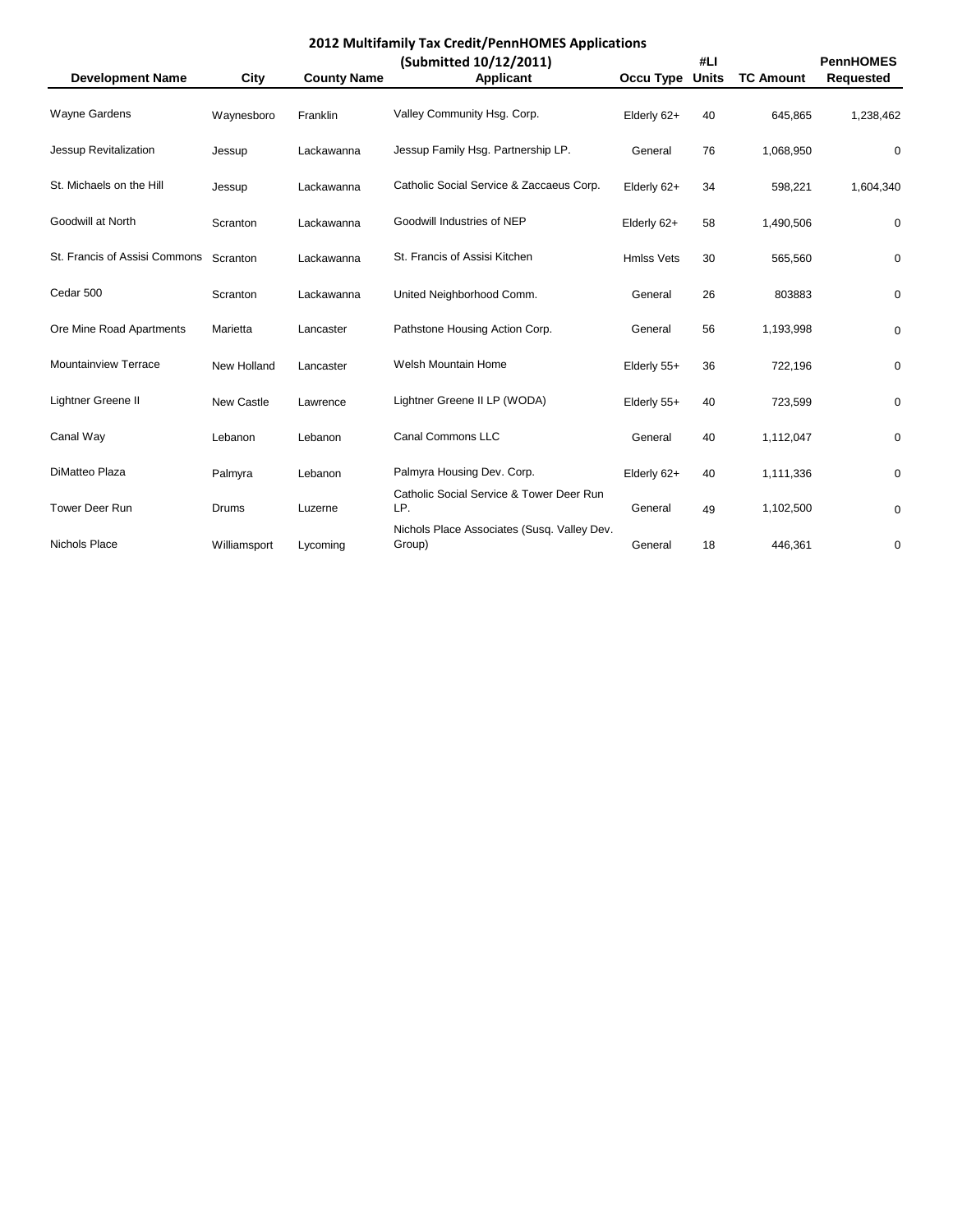## 2012 Multifamily Tax Credit/PennHOMES Applications

### (Submitted 10/12/2011)

| Development Name | City | County Name | Applicant | Occu Type | #LI Units | TC Amount | PennHOMES Requested |
|---|---|---|---|---|---|---|---|
| Wayne Gardens | Waynesboro | Franklin | Valley Community Hsg. Corp. | Elderly 62+ | 40 | 645,865 | 1,238,462 |
| Jessup Revitalization | Jessup | Lackawanna | Jessup Family Hsg. Partnership LP. | General | 76 | 1,068,950 | 0 |
| St. Michaels on the Hill | Jessup | Lackawanna | Catholic Social Service & Zaccaeus Corp. | Elderly 62+ | 34 | 598,221 | 1,604,340 |
| Goodwill at North | Scranton | Lackawanna | Goodwill Industries of NEP | Elderly 62+ | 58 | 1,490,506 | 0 |
| St. Francis of Assisi Commons | Scranton | Lackawanna | St. Francis of Assisi Kitchen | Hmlss Vets | 30 | 565,560 | 0 |
| Cedar 500 | Scranton | Lackawanna | United Neighborhood Comm. | General | 26 | 803883 | 0 |
| Ore Mine Road Apartments | Marietta | Lancaster | Pathstone Housing Action Corp. | General | 56 | 1,193,998 | 0 |
| Mountainview Terrace | New Holland | Lancaster | Welsh Mountain Home | Elderly 55+ | 36 | 722,196 | 0 |
| Lightner Greene II | New Castle | Lawrence | Lightner Greene II LP (WODA) | Elderly 55+ | 40 | 723,599 | 0 |
| Canal Way | Lebanon | Lebanon | Canal Commons LLC | General | 40 | 1,112,047 | 0 |
| DiMatteo Plaza | Palmyra | Lebanon | Palmyra Housing Dev. Corp. | Elderly 62+ | 40 | 1,111,336 | 0 |
| Tower Deer Run | Drums | Luzerne | Catholic Social Service & Tower Deer Run LP. | General | 49 | 1,102,500 | 0 |
| Nichols Place | Williamsport | Lycoming | Nichols Place Associates (Susq. Valley Dev. Group) | General | 18 | 446,361 | 0 |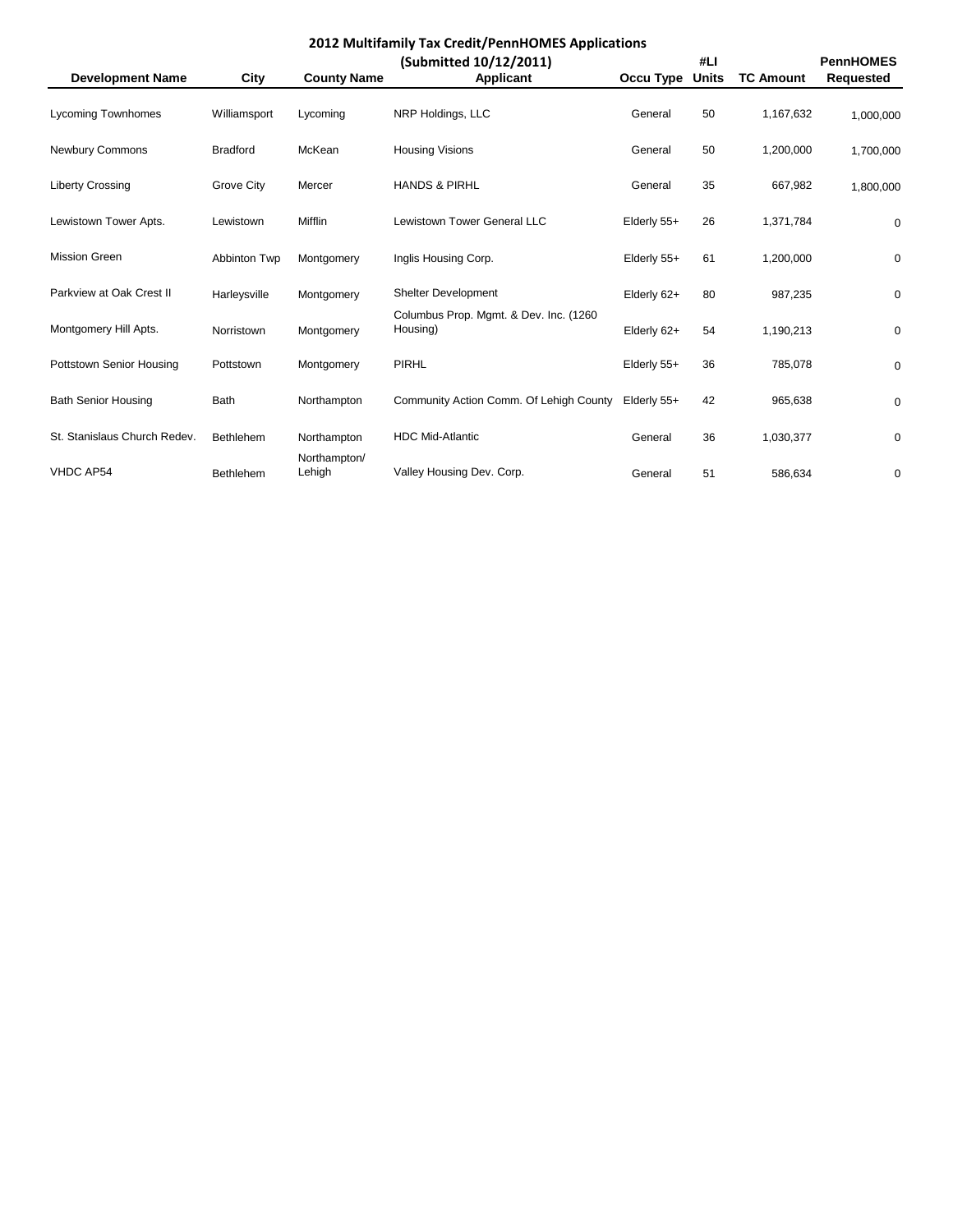## 2012 Multifamily Tax Credit/PennHOMES Applications

## (Submitted 10/12/2011)

| Development Name | City | County Name | Applicant | Occu Type | #LI Units | TC Amount | PennHOMES Requested |
|---|---|---|---|---|---|---|---|
| Lycoming Townhomes | Williamsport | Lycoming | NRP Holdings, LLC | General | 50 | 1,167,632 | 1,000,000 |
| Newbury Commons | Bradford | McKean | Housing Visions | General | 50 | 1,200,000 | 1,700,000 |
| Liberty Crossing | Grove City | Mercer | HANDS & PIRHL | General | 35 | 667,982 | 1,800,000 |
| Lewistown Tower Apts. | Lewistown | Mifflin | Lewistown Tower General LLC | Elderly 55+ | 26 | 1,371,784 | 0 |
| Mission Green | Abbinton Twp | Montgomery | Inglis Housing Corp. | Elderly 55+ | 61 | 1,200,000 | 0 |
| Parkview at Oak Crest II | Harleysville | Montgomery | Shelter Development | Elderly 62+ | 80 | 987,235 | 0 |
| Montgomery Hill Apts. | Norristown | Montgomery | Columbus Prop. Mgmt. & Dev. Inc. (1260 Housing) | Elderly 62+ | 54 | 1,190,213 | 0 |
| Pottstown Senior Housing | Pottstown | Montgomery | PIRHL | Elderly 55+ | 36 | 785,078 | 0 |
| Bath Senior Housing | Bath | Northampton | Community Action Comm. Of Lehigh County | Elderly 55+ | 42 | 965,638 | 0 |
| St. Stanislaus Church Redev. | Bethlehem | Northampton | HDC Mid-Atlantic | General | 36 | 1,030,377 | 0 |
| VHDC AP54 | Bethlehem | Northampton/ Lehigh | Valley Housing Dev. Corp. | General | 51 | 586,634 | 0 |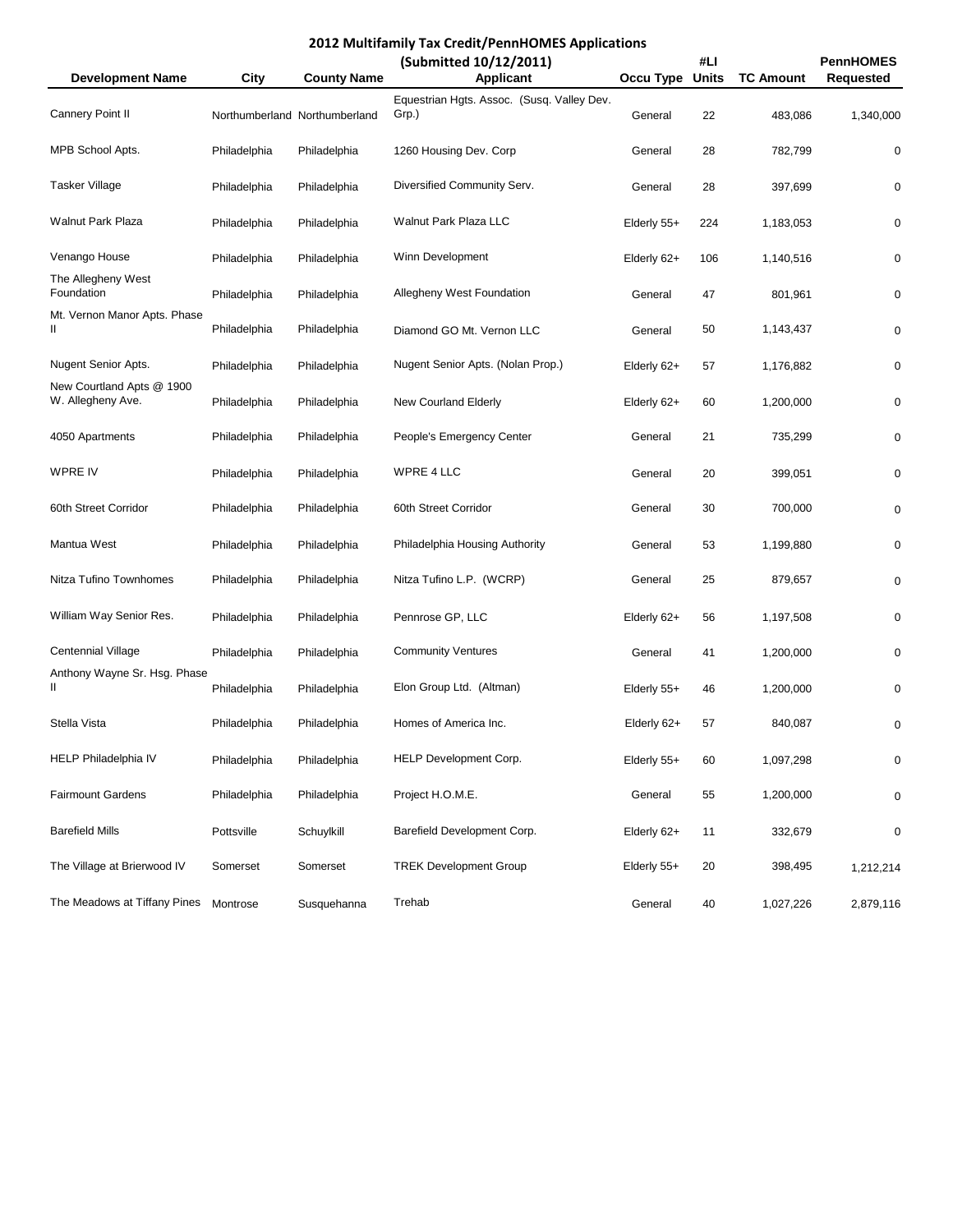## 2012 Multifamily Tax Credit/PennHOMES Applications

(Submitted 10/12/2011)

| Development Name | City | County Name | Applicant | Occu Type | #LI Units | TC Amount | PennHOMES Requested |
|---|---|---|---|---|---|---|---|
| Cannery Point II | Northumberland | Northumberland | Equestrian Hgts. Assoc. (Susq. Valley Dev. Grp.) | General | 22 | 483,086 | 1,340,000 |
| MPB School Apts. | Philadelphia | Philadelphia | 1260 Housing Dev. Corp | General | 28 | 782,799 | 0 |
| Tasker Village | Philadelphia | Philadelphia | Diversified Community Serv. | General | 28 | 397,699 | 0 |
| Walnut Park Plaza | Philadelphia | Philadelphia | Walnut Park Plaza LLC | Elderly 55+ | 224 | 1,183,053 | 0 |
| Venango House | Philadelphia | Philadelphia | Winn Development | Elderly 62+ | 106 | 1,140,516 | 0 |
| The Allegheny West Foundation | Philadelphia | Philadelphia | Allegheny West Foundation | General | 47 | 801,961 | 0 |
| Mt. Vernon Manor Apts. Phase II | Philadelphia | Philadelphia | Diamond GO Mt. Vernon LLC | General | 50 | 1,143,437 | 0 |
| Nugent Senior Apts. | Philadelphia | Philadelphia | Nugent Senior Apts. (Nolan Prop.) | Elderly 62+ | 57 | 1,176,882 | 0 |
| New Courtland Apts @ 1900 W. Allegheny Ave. | Philadelphia | Philadelphia | New Courland Elderly | Elderly 62+ | 60 | 1,200,000 | 0 |
| 4050 Apartments | Philadelphia | Philadelphia | People's Emergency Center | General | 21 | 735,299 | 0 |
| WPRE IV | Philadelphia | Philadelphia | WPRE 4 LLC | General | 20 | 399,051 | 0 |
| 60th Street Corridor | Philadelphia | Philadelphia | 60th Street Corridor | General | 30 | 700,000 | 0 |
| Mantua West | Philadelphia | Philadelphia | Philadelphia Housing Authority | General | 53 | 1,199,880 | 0 |
| Nitza Tufino Townhomes | Philadelphia | Philadelphia | Nitza Tufino L.P. (WCRP) | General | 25 | 879,657 | 0 |
| William Way Senior Res. | Philadelphia | Philadelphia | Pennrose GP, LLC | Elderly 62+ | 56 | 1,197,508 | 0 |
| Centennial Village | Philadelphia | Philadelphia | Community Ventures | General | 41 | 1,200,000 | 0 |
| Anthony Wayne Sr. Hsg. Phase II | Philadelphia | Philadelphia | Elon Group Ltd. (Altman) | Elderly 55+ | 46 | 1,200,000 | 0 |
| Stella Vista | Philadelphia | Philadelphia | Homes of America Inc. | Elderly 62+ | 57 | 840,087 | 0 |
| HELP Philadelphia IV | Philadelphia | Philadelphia | HELP Development Corp. | Elderly 55+ | 60 | 1,097,298 | 0 |
| Fairmount Gardens | Philadelphia | Philadelphia | Project H.O.M.E. | General | 55 | 1,200,000 | 0 |
| Barefield Mills | Pottsville | Schuylkill | Barefield Development Corp. | Elderly 62+ | 11 | 332,679 | 0 |
| The Village at Brierwood IV | Somerset | Somerset | TREK Development Group | Elderly 55+ | 20 | 398,495 | 1,212,214 |
| The Meadows at Tiffany Pines | Montrose | Susquehanna | Trehab | General | 40 | 1,027,226 | 2,879,116 |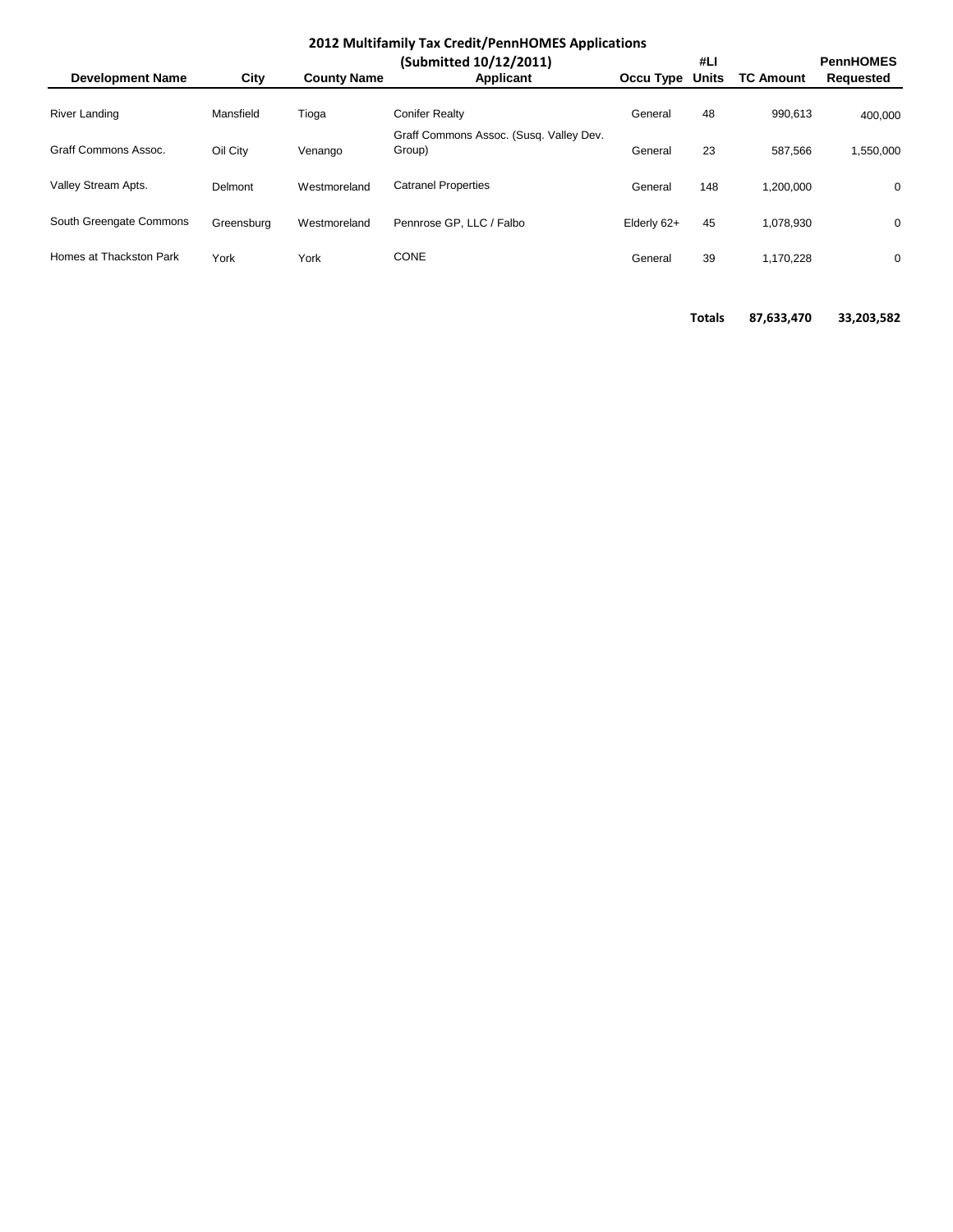## 2012 Multifamily Tax Credit/PennHOMES Applications

### (Submitted 10/12/2011)

| Development Name | City | County Name | Applicant | Occu Type | #LI Units | TC Amount | PennHOMES Requested |
|---|---|---|---|---|---|---|---|
| River Landing | Mansfield | Tioga | Conifer Realty | General | 48 | 990,613 | 400,000 |
| Graff Commons Assoc. | Oil City | Venango | Graff Commons Assoc. (Susq. Valley Dev. Group) | General | 23 | 587,566 | 1,550,000 |
| Valley Stream Apts. | Delmont | Westmoreland | Catranel Properties | General | 148 | 1,200,000 | 0 |
| South Greengate Commons | Greensburg | Westmoreland | Pennrose GP, LLC / Falbo | Elderly 62+ | 45 | 1,078,930 | 0 |
| Homes at Thackston Park | York | York | CONE | General | 39 | 1,170,228 | 0 |
| | | | | | **Totals** | **87,633,470** | **33,203,582** |